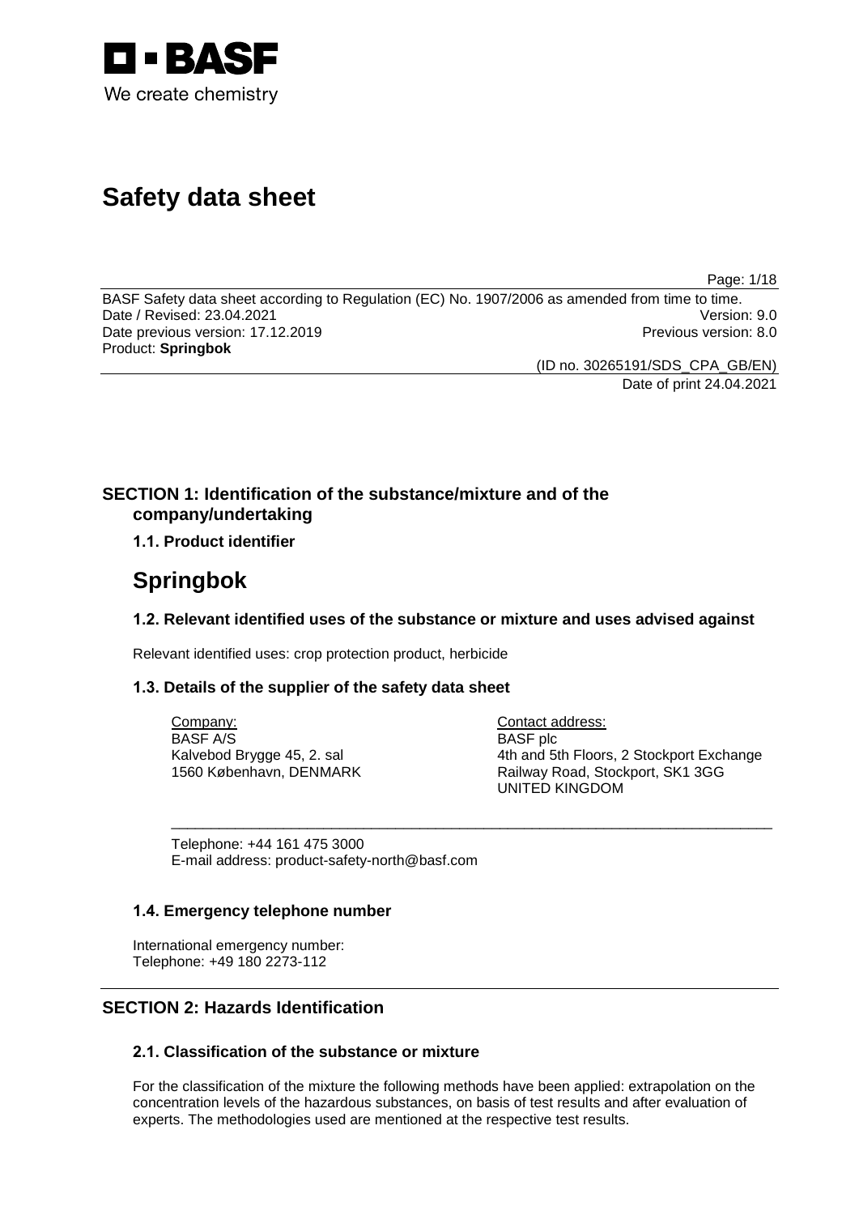BASF

We create chemistry

# Safety data sheet

BASF Safety data sheet according to Regulation (EC) No. 1907/2006 as amended from time to time.
Date / Revised: 23.04.2021 Version: 9.0
Date previous version: 17.12.2019 Previous version: 8.0
Product: **Springbok**

(ID no. 30265191/SDS_CPA_GB/EN)
Date of print 24.04.2021

## SECTION 1: Identification of the substance/mixture and of the company/undertaking

### 1.1. Product identifier

# Springbok

### 1.2. Relevant identified uses of the substance or mixture and uses advised against

Relevant identified uses: crop protection product, herbicide

### 1.3. Details of the supplier of the safety data sheet

Company:
BASF A/S
Kalvebod Brygge 45, 2. sal
1560 København, DENMARK

Contact address:
BASF plc
4th and 5th Floors, 2 Stockport Exchange
Railway Road, Stockport, SK1 3GG
UNITED KINGDOM

Telephone: +44 161 475 3000
E-mail address: product-safety-north@basf.com

### 1.4. Emergency telephone number

International emergency number:
Telephone: +49 180 2273-112

## SECTION 2: Hazards Identification

### 2.1. Classification of the substance or mixture

For the classification of the mixture the following methods have been applied: extrapolation on the concentration levels of the hazardous substances, on basis of test results and after evaluation of experts. The methodologies used are mentioned at the respective test results.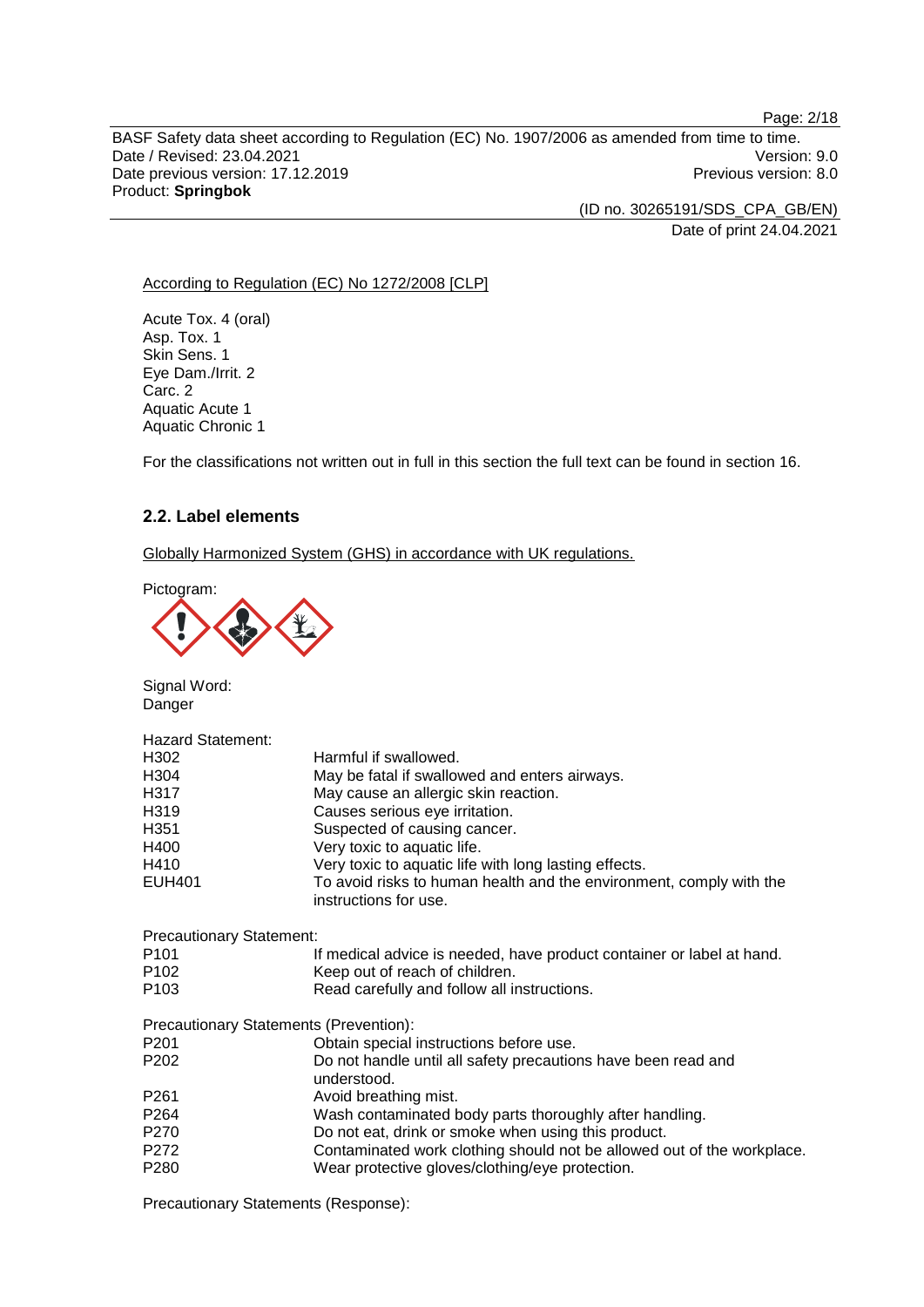According to Regulation (EC) No 1272/2008 [CLP]

Acute Tox. 4 (oral)
Asp. Tox. 1
Skin Sens. 1
Eye Dam./Irrit. 2
Carc. 2
Aquatic Acute 1
Aquatic Chronic 1

For the classifications not written out in full in this section the full text can be found in section 16.

## 2.2. Label elements

Globally Harmonized System (GHS) in accordance with UK regulations.

Pictogram:

Signal Word:
Danger

Hazard Statement:

| | |
|---|---|
| H302 | Harmful if swallowed. |
| H304 | May be fatal if swallowed and enters airways. |
| H317 | May cause an allergic skin reaction. |
| H319 | Causes serious eye irritation. |
| H351 | Suspected of causing cancer. |
| H400 | Very toxic to aquatic life. |
| H410 | Very toxic to aquatic life with long lasting effects. |
| EUH401 | To avoid risks to human health and the environment, comply with the instructions for use. |

Precautionary Statement:

| | |
|---|---|
| P101 | If medical advice is needed, have product container or label at hand. |
| P102 | Keep out of reach of children. |
| P103 | Read carefully and follow all instructions. |

Precautionary Statements (Prevention):

| | |
|---|---|
| P201 | Obtain special instructions before use. |
| P202 | Do not handle until all safety precautions have been read and understood. |
| P261 | Avoid breathing mist. |
| P264 | Wash contaminated body parts thoroughly after handling. |
| P270 | Do not eat, drink or smoke when using this product. |
| P272 | Contaminated work clothing should not be allowed out of the workplace. |
| P280 | Wear protective gloves/clothing/eye protection. |

Precautionary Statements (Response):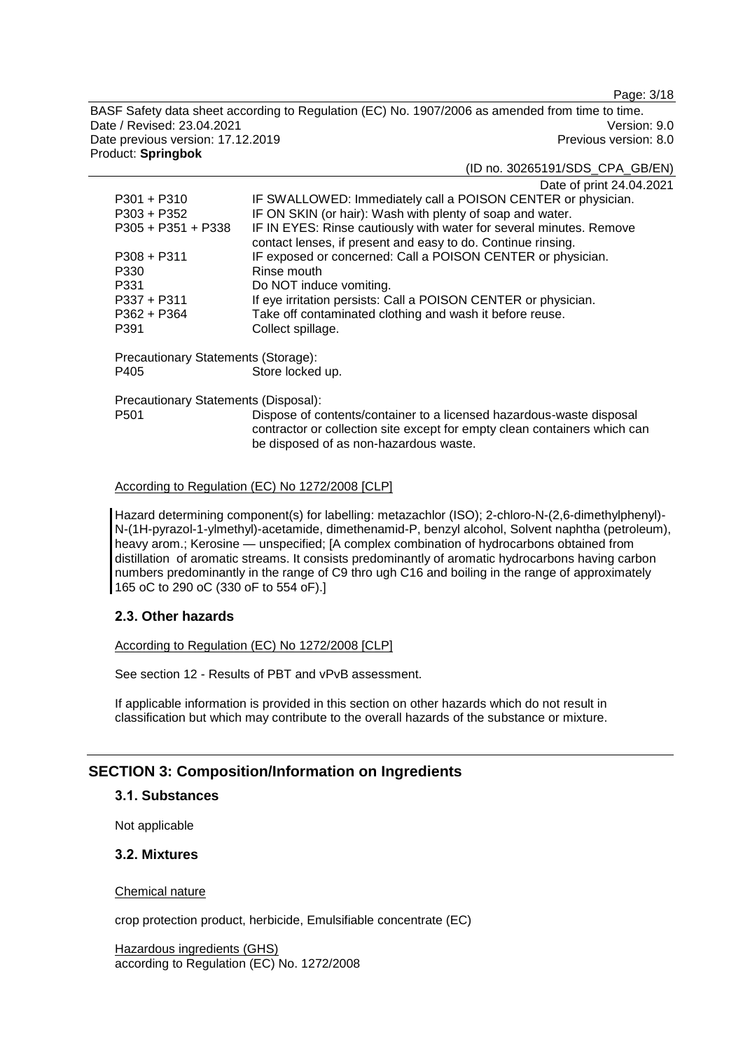| | |
|---|---|
| P301 + P310 | IF SWALLOWED: Immediately call a POISON CENTER or physician. |
| P303 + P352 | IF ON SKIN (or hair): Wash with plenty of soap and water. |
| P305 + P351 + P338 | IF IN EYES: Rinse cautiously with water for several minutes. Remove contact lenses, if present and easy to do. Continue rinsing. |
| P308 + P311 | IF exposed or concerned: Call a POISON CENTER or physician. |
| P330 | Rinse mouth |
| P331 | Do NOT induce vomiting. |
| P337 + P311 | If eye irritation persists: Call a POISON CENTER or physician. |
| P362 + P364 | Take off contaminated clothing and wash it before reuse. |
| P391 | Collect spillage. |

Precautionary Statements (Storage):

| | |
|---|---|
| P405 | Store locked up. |

Precautionary Statements (Disposal):

| | |
|---|---|
| P501 | Dispose of contents/container to a licensed hazardous-waste disposal contractor or collection site except for empty clean containers which can be disposed of as non-hazardous waste. |

According to Regulation (EC) No 1272/2008 [CLP]

Hazard determining component(s) for labelling: metazachlor (ISO); 2-chloro-N-(2,6-dimethylphenyl)-N-(1H-pyrazol-1-ylmethyl)-acetamide, dimethenamid-P, benzyl alcohol, Solvent naphtha (petroleum), heavy arom.; Kerosine — unspecified; [A complex combination of hydrocarbons obtained from distillation of aromatic streams. It consists predominantly of aromatic hydrocarbons having carbon numbers predominantly in the range of C9 thro ugh C16 and boiling in the range of approximately 165 oC to 290 oC (330 oF to 554 oF).]

## 2.3. Other hazards

According to Regulation (EC) No 1272/2008 [CLP]

See section 12 - Results of PBT and vPvB assessment.

If applicable information is provided in this section on other hazards which do not result in classification but which may contribute to the overall hazards of the substance or mixture.

# SECTION 3: Composition/Information on Ingredients

## 3.1. Substances

Not applicable

## 3.2. Mixtures

Chemical nature

crop protection product, herbicide, Emulsifiable concentrate (EC)

Hazardous ingredients (GHS)
according to Regulation (EC) No. 1272/2008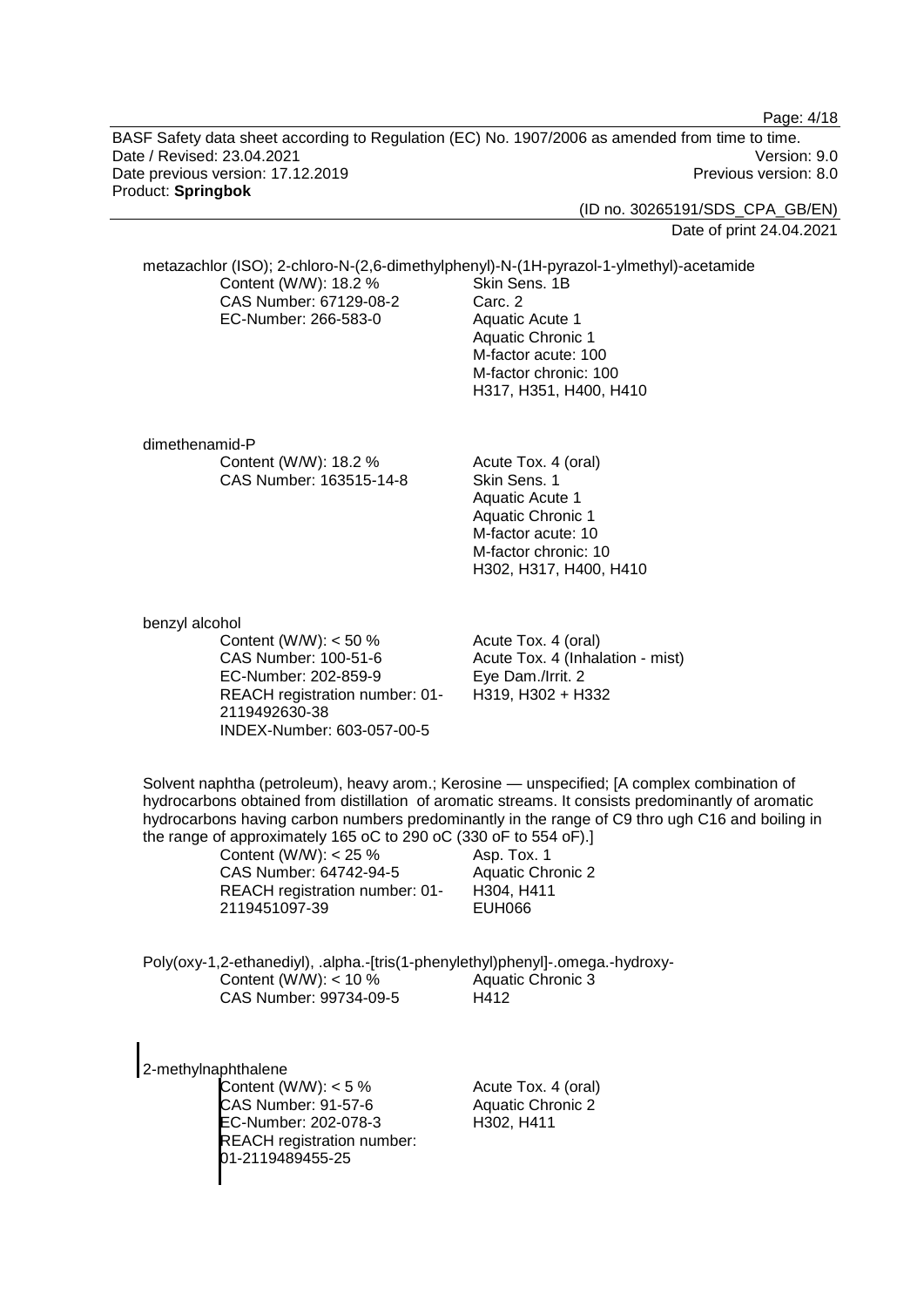metazachlor (ISO); 2-chloro-N-(2,6-dimethylphenyl)-N-(1H-pyrazol-1-ylmethyl)-acetamide

| | |
|---|---|
| Content (W/W): 18.2 %<br>CAS Number: 67129-08-2<br>EC-Number: 266-583-0 | Skin Sens. 1B<br>Carc. 2<br>Aquatic Acute 1<br>Aquatic Chronic 1<br>M-factor acute: 100<br>M-factor chronic: 100<br>H317, H351, H400, H410 |

dimethenamid-P

| | |
|---|---|
| Content (W/W): 18.2 %<br>CAS Number: 163515-14-8 | Acute Tox. 4 (oral)<br>Skin Sens. 1<br>Aquatic Acute 1<br>Aquatic Chronic 1<br>M-factor acute: 10<br>M-factor chronic: 10<br>H302, H317, H400, H410 |

benzyl alcohol

| | |
|---|---|
| Content (W/W): < 50 %<br>CAS Number: 100-51-6<br>EC-Number: 202-859-9<br>REACH registration number: 01-2119492630-38<br>INDEX-Number: 603-057-00-5 | Acute Tox. 4 (oral)<br>Acute Tox. 4 (Inhalation - mist)<br>Eye Dam./Irrit. 2<br>H319, H302 + H332 |

Solvent naphtha (petroleum), heavy arom.; Kerosine — unspecified; [A complex combination of hydrocarbons obtained from distillation of aromatic streams. It consists predominantly of aromatic hydrocarbons having carbon numbers predominantly in the range of C9 thro ugh C16 and boiling in the range of approximately 165 oC to 290 oC (330 oF to 554 oF).]

| | |
|---|---|
| Content (W/W): < 25 %<br>CAS Number: 64742-94-5<br>REACH registration number: 01-2119451097-39 | Asp. Tox. 1<br>Aquatic Chronic 2<br>H304, H411<br>EUH066 |

Poly(oxy-1,2-ethanediyl), .alpha.-[tris(1-phenylethyl)phenyl]-.omega.-hydroxy-

| | |
|---|---|
| Content (W/W): < 10 %<br>CAS Number: 99734-09-5 | Aquatic Chronic 3<br>H412 |

2-methylnaphthalene

| | |
|---|---|
| Content (W/W): < 5 %<br>CAS Number: 91-57-6<br>EC-Number: 202-078-3<br>REACH registration number: 01-2119489455-25 | Acute Tox. 4 (oral)<br>Aquatic Chronic 2<br>H302, H411 |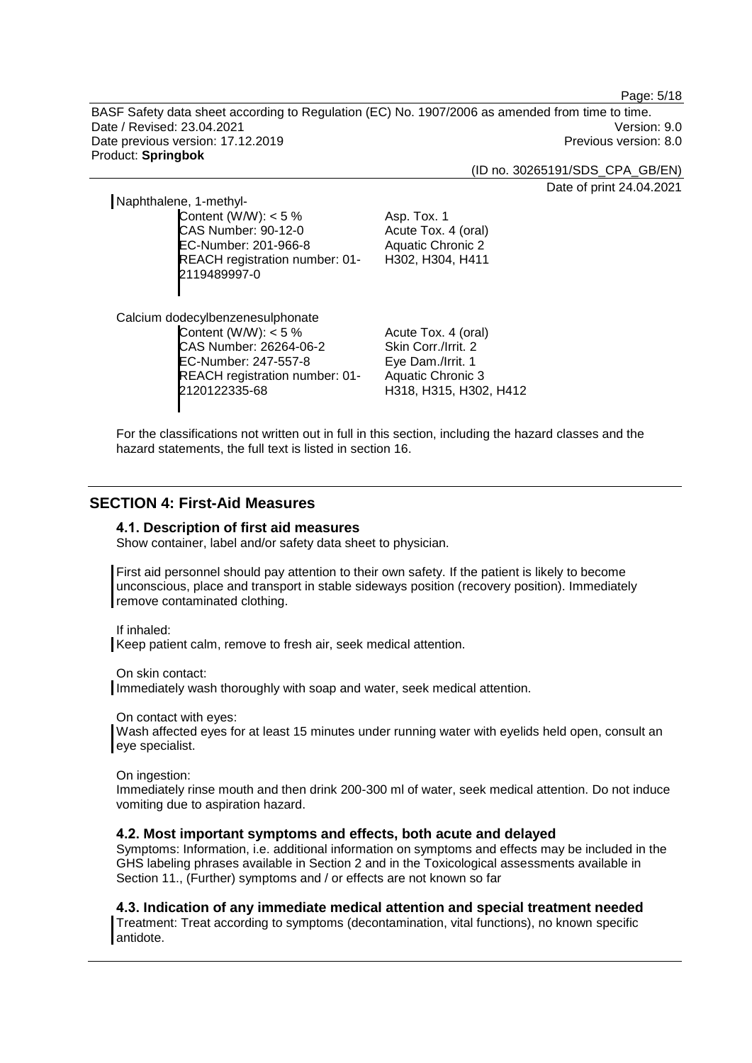Naphthalene, 1-methyl-

| | |
|---|---|
| Content (W/W): < 5 % | Asp. Tox. 1 |
| CAS Number: 90-12-0 | Acute Tox. 4 (oral) |
| EC-Number: 201-966-8 | Aquatic Chronic 2 |
| REACH registration number: 01-2119489997-0 | H302, H304, H411 |

Calcium dodecylbenzenesulphonate

| | |
|---|---|
| Content (W/W): < 5 % | Acute Tox. 4 (oral) |
| CAS Number: 26264-06-2 | Skin Corr./Irrit. 2 |
| EC-Number: 247-557-8 | Eye Dam./Irrit. 1 |
| REACH registration number: 01-2120122335-68 | Aquatic Chronic 3 |
| | H318, H315, H302, H412 |

For the classifications not written out in full in this section, including the hazard classes and the hazard statements, the full text is listed in section 16.

## SECTION 4: First-Aid Measures

### 4.1. Description of first aid measures

Show container, label and/or safety data sheet to physician.

First aid personnel should pay attention to their own safety. If the patient is likely to become unconscious, place and transport in stable sideways position (recovery position). Immediately remove contaminated clothing.

If inhaled:
Keep patient calm, remove to fresh air, seek medical attention.

On skin contact:
Immediately wash thoroughly with soap and water, seek medical attention.

On contact with eyes:
Wash affected eyes for at least 15 minutes under running water with eyelids held open, consult an eye specialist.

On ingestion:
Immediately rinse mouth and then drink 200-300 ml of water, seek medical attention. Do not induce vomiting due to aspiration hazard.

### 4.2. Most important symptoms and effects, both acute and delayed

Symptoms: Information, i.e. additional information on symptoms and effects may be included in the GHS labeling phrases available in Section 2 and in the Toxicological assessments available in Section 11., (Further) symptoms and / or effects are not known so far

### 4.3. Indication of any immediate medical attention and special treatment needed

Treatment: Treat according to symptoms (decontamination, vital functions), no known specific antidote.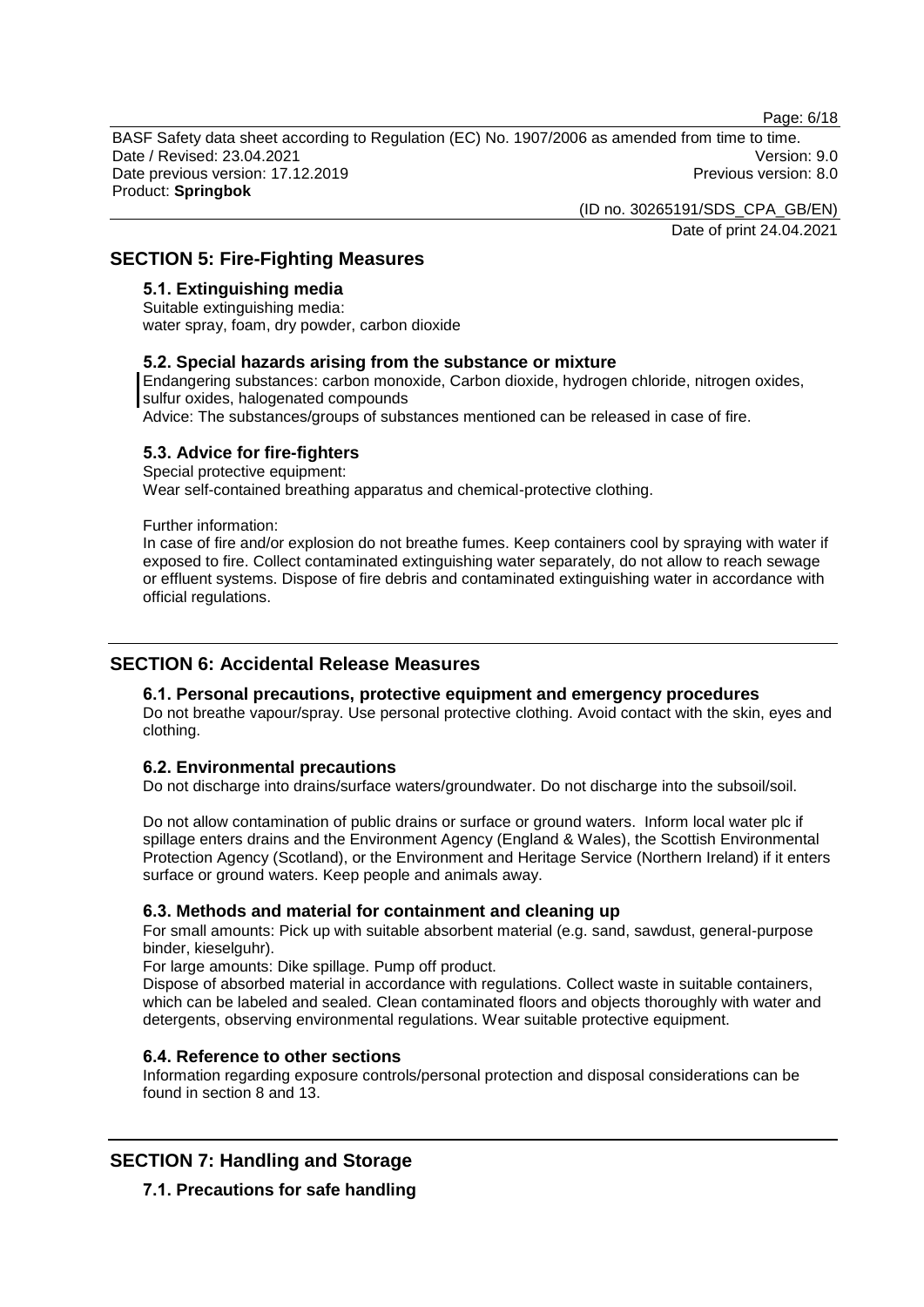## SECTION 5: Fire-Fighting Measures

### 5.1. Extinguishing media

Suitable extinguishing media:
water spray, foam, dry powder, carbon dioxide

### 5.2. Special hazards arising from the substance or mixture

Endangering substances: carbon monoxide, Carbon dioxide, hydrogen chloride, nitrogen oxides, sulfur oxides, halogenated compounds
Advice: The substances/groups of substances mentioned can be released in case of fire.

### 5.3. Advice for fire-fighters

Special protective equipment:
Wear self-contained breathing apparatus and chemical-protective clothing.

Further information:
In case of fire and/or explosion do not breathe fumes. Keep containers cool by spraying with water if exposed to fire. Collect contaminated extinguishing water separately, do not allow to reach sewage or effluent systems. Dispose of fire debris and contaminated extinguishing water in accordance with official regulations.

## SECTION 6: Accidental Release Measures

### 6.1. Personal precautions, protective equipment and emergency procedures

Do not breathe vapour/spray. Use personal protective clothing. Avoid contact with the skin, eyes and clothing.

### 6.2. Environmental precautions

Do not discharge into drains/surface waters/groundwater. Do not discharge into the subsoil/soil.

Do not allow contamination of public drains or surface or ground waters. Inform local water plc if spillage enters drains and the Environment Agency (England & Wales), the Scottish Environmental Protection Agency (Scotland), or the Environment and Heritage Service (Northern Ireland) if it enters surface or ground waters. Keep people and animals away.

### 6.3. Methods and material for containment and cleaning up

For small amounts: Pick up with suitable absorbent material (e.g. sand, sawdust, general-purpose binder, kieselguhr).
For large amounts: Dike spillage. Pump off product.
Dispose of absorbed material in accordance with regulations. Collect waste in suitable containers, which can be labeled and sealed. Clean contaminated floors and objects thoroughly with water and detergents, observing environmental regulations. Wear suitable protective equipment.

### 6.4. Reference to other sections

Information regarding exposure controls/personal protection and disposal considerations can be found in section 8 and 13.

## SECTION 7: Handling and Storage

### 7.1. Precautions for safe handling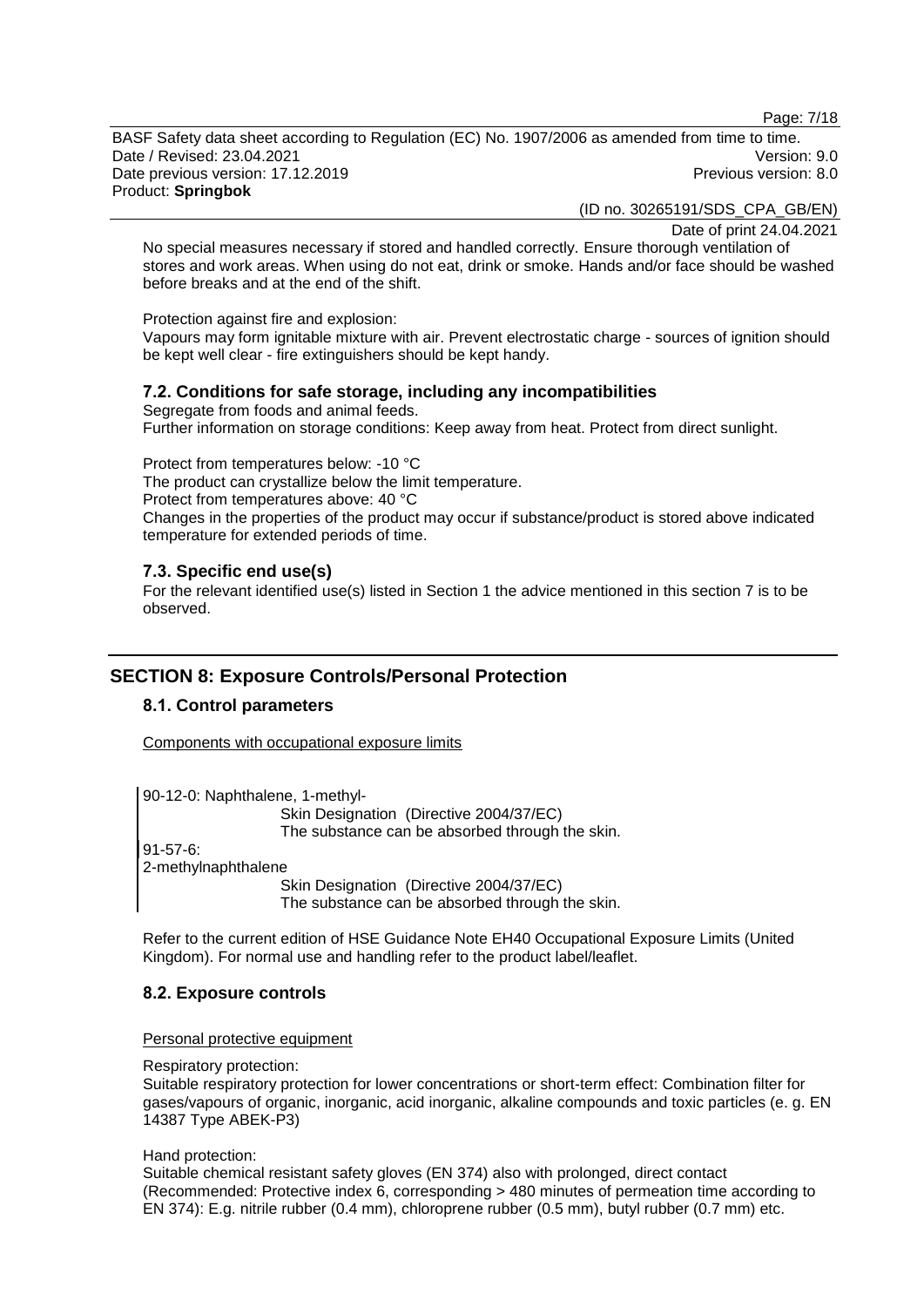No special measures necessary if stored and handled correctly. Ensure thorough ventilation of stores and work areas. When using do not eat, drink or smoke. Hands and/or face should be washed before breaks and at the end of the shift.

Protection against fire and explosion:
Vapours may form ignitable mixture with air. Prevent electrostatic charge - sources of ignition should be kept well clear - fire extinguishers should be kept handy.

### 7.2. Conditions for safe storage, including any incompatibilities

Segregate from foods and animal feeds.
Further information on storage conditions: Keep away from heat. Protect from direct sunlight.

Protect from temperatures below: -10 °C
The product can crystallize below the limit temperature.
Protect from temperatures above: 40 °C
Changes in the properties of the product may occur if substance/product is stored above indicated temperature for extended periods of time.

### 7.3. Specific end use(s)

For the relevant identified use(s) listed in Section 1 the advice mentioned in this section 7 is to be observed.

## SECTION 8: Exposure Controls/Personal Protection

### 8.1. Control parameters

Components with occupational exposure limits

90-12-0: Naphthalene, 1-methyl-
Skin Designation (Directive 2004/37/EC)
The substance can be absorbed through the skin.

91-57-6:
2-methylnaphthalene
Skin Designation (Directive 2004/37/EC)
The substance can be absorbed through the skin.

Refer to the current edition of HSE Guidance Note EH40 Occupational Exposure Limits (United Kingdom). For normal use and handling refer to the product label/leaflet.

### 8.2. Exposure controls

Personal protective equipment

Respiratory protection:
Suitable respiratory protection for lower concentrations or short-term effect: Combination filter for gases/vapours of organic, inorganic, acid inorganic, alkaline compounds and toxic particles (e. g. EN 14387 Type ABEK-P3)

Hand protection:
Suitable chemical resistant safety gloves (EN 374) also with prolonged, direct contact (Recommended: Protective index 6, corresponding > 480 minutes of permeation time according to EN 374): E.g. nitrile rubber (0.4 mm), chloroprene rubber (0.5 mm), butyl rubber (0.7 mm) etc.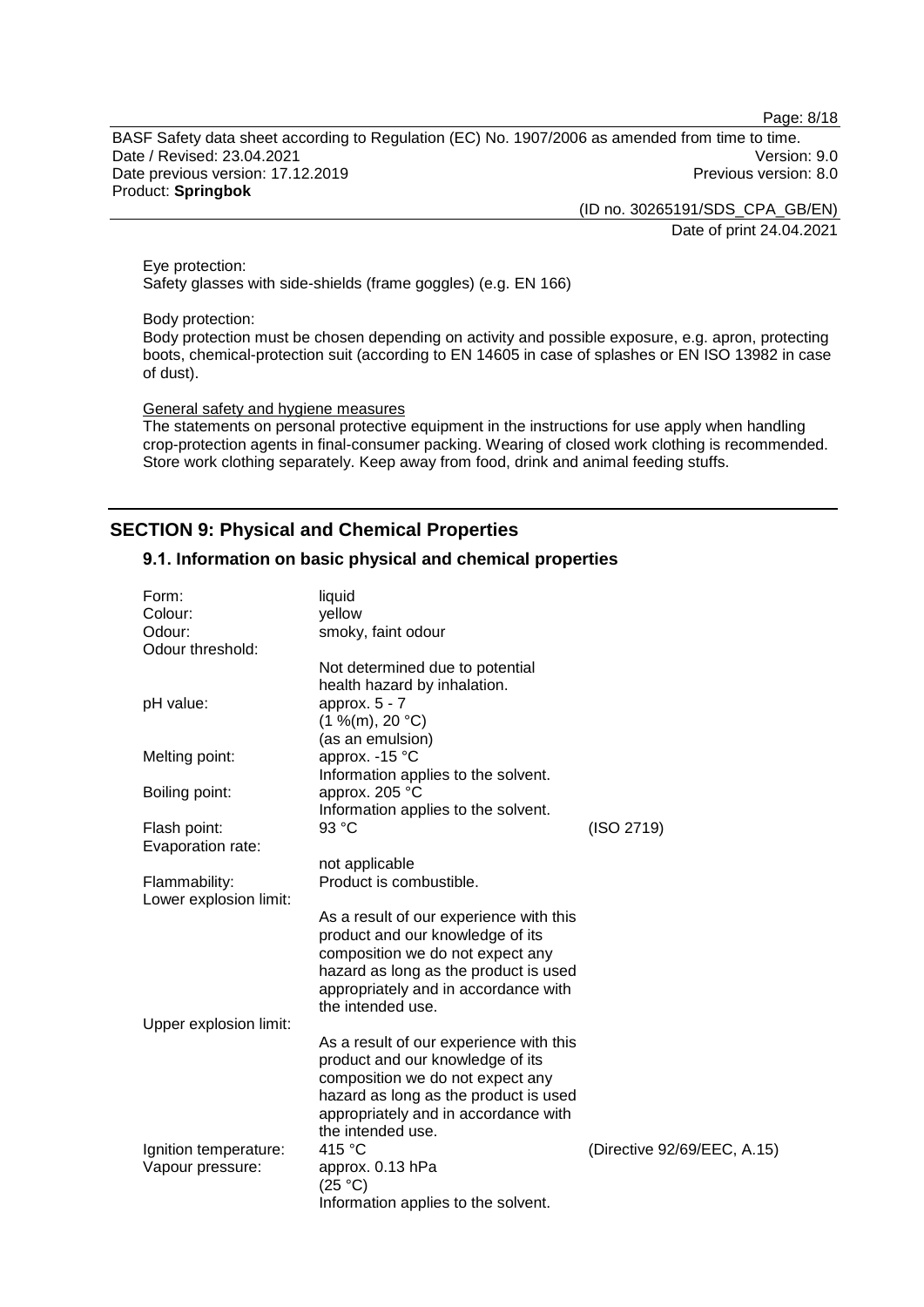Eye protection:
Safety glasses with side-shields (frame goggles) (e.g. EN 166)

Body protection:
Body protection must be chosen depending on activity and possible exposure, e.g. apron, protecting boots, chemical-protection suit (according to EN 14605 in case of splashes or EN ISO 13982 in case of dust).

General safety and hygiene measures
The statements on personal protective equipment in the instructions for use apply when handling crop-protection agents in final-consumer packing. Wearing of closed work clothing is recommended. Store work clothing separately. Keep away from food, drink and animal feeding stuffs.

## SECTION 9: Physical and Chemical Properties

### 9.1. Information on basic physical and chemical properties

| | | |
|---|---|---|
| Form: | liquid | |
| Colour: | yellow | |
| Odour: | smoky, faint odour | |
| Odour threshold: | Not determined due to potential health hazard by inhalation. | |
| pH value: | approx. 5 - 7 (1 %(m), 20 °C) (as an emulsion) | |
| Melting point: | approx. -15 °C Information applies to the solvent. | |
| Boiling point: | approx. 205 °C Information applies to the solvent. | |
| Flash point: | 93 °C | (ISO 2719) |
| Evaporation rate: | not applicable | |
| Flammability: | Product is combustible. | |
| Lower explosion limit: | As a result of our experience with this product and our knowledge of its composition we do not expect any hazard as long as the product is used appropriately and in accordance with the intended use. | |
| Upper explosion limit: | As a result of our experience with this product and our knowledge of its composition we do not expect any hazard as long as the product is used appropriately and in accordance with the intended use. | |
| Ignition temperature: | 415 °C | (Directive 92/69/EEC, A.15) |
| Vapour pressure: | approx. 0.13 hPa (25 °C) Information applies to the solvent. | |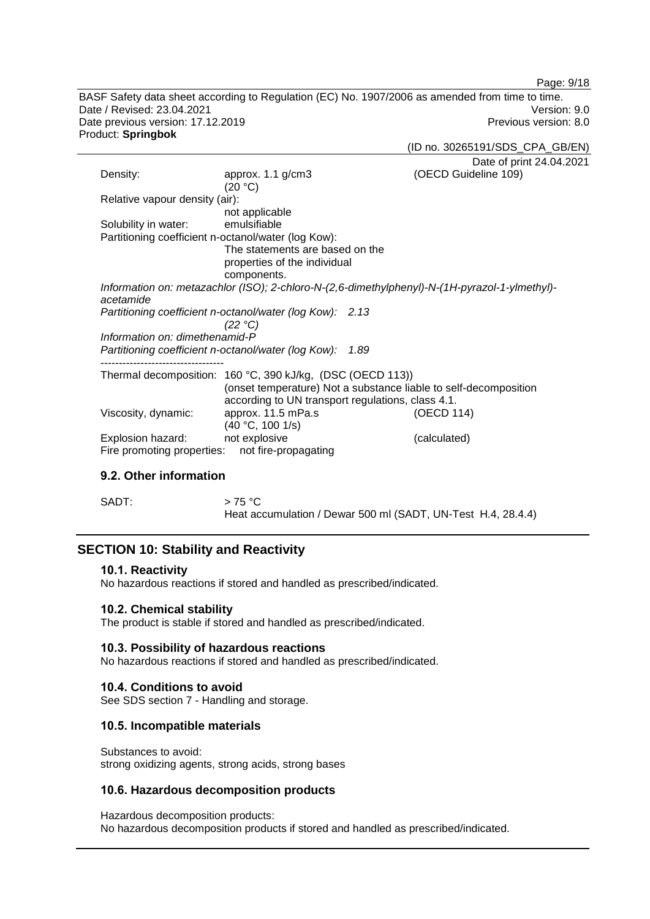| | | |
|---|---|---|
| Density: | approx. 1.1 g/cm3 (20 °C) | (OECD Guideline 109) |
| Relative vapour density (air): | not applicable | |
| Solubility in water: | emulsifiable | |
| Partitioning coefficient n-octanol/water (log Kow): | The statements are based on the properties of the individual components. | |

*Information on: metazachlor (ISO); 2-chloro-N-(2,6-dimethylphenyl)-N-(1H-pyrazol-1-ylmethyl)-acetamide*
*Partitioning coefficient n-octanol/water (log Kow): 2.13 (22 °C)*
*Information on: dimethenamid-P*
*Partitioning coefficient n-octanol/water (log Kow): 1.89*

----------------------------------

| | | |
|---|---|---|
| Thermal decomposition: | 160 °C, 390 kJ/kg, (DSC (OECD 113)) (onset temperature) Not a substance liable to self-decomposition according to UN transport regulations, class 4.1. | |
| Viscosity, dynamic: | approx. 11.5 mPa.s (40 °C, 100 1/s) | (OECD 114) |
| Explosion hazard: | not explosive | (calculated) |
| Fire promoting properties: | not fire-propagating | |

### 9.2. Other information

SADT: > 75 °C
Heat accumulation / Dewar 500 ml (SADT, UN-Test H.4, 28.4.4)

## SECTION 10: Stability and Reactivity

### 10.1. Reactivity

No hazardous reactions if stored and handled as prescribed/indicated.

### 10.2. Chemical stability

The product is stable if stored and handled as prescribed/indicated.

### 10.3. Possibility of hazardous reactions

No hazardous reactions if stored and handled as prescribed/indicated.

### 10.4. Conditions to avoid

See SDS section 7 - Handling and storage.

### 10.5. Incompatible materials

Substances to avoid:
strong oxidizing agents, strong acids, strong bases

### 10.6. Hazardous decomposition products

Hazardous decomposition products:
No hazardous decomposition products if stored and handled as prescribed/indicated.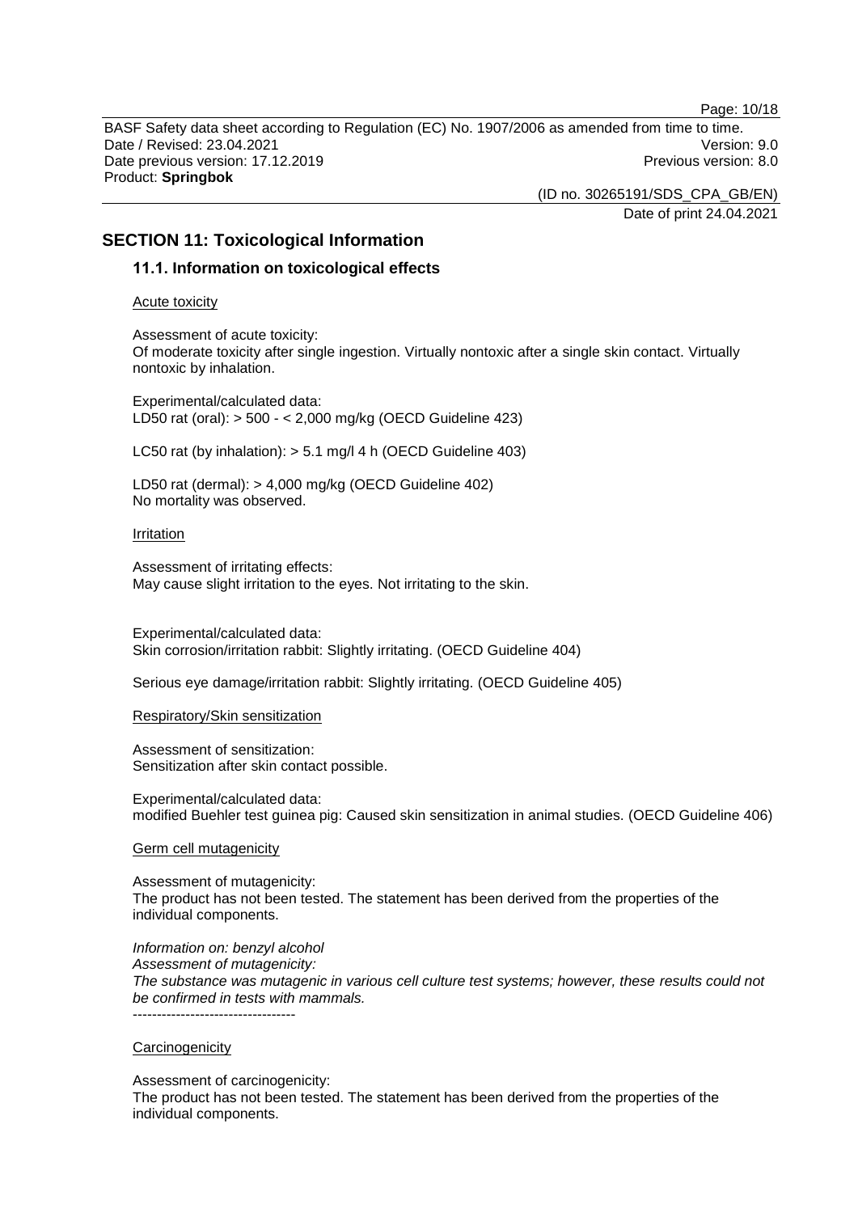## SECTION 11: Toxicological Information

### 11.1. Information on toxicological effects

Acute toxicity

Assessment of acute toxicity:
Of moderate toxicity after single ingestion. Virtually nontoxic after a single skin contact. Virtually nontoxic by inhalation.

Experimental/calculated data:
LD50 rat (oral): > 500 - < 2,000 mg/kg (OECD Guideline 423)

LC50 rat (by inhalation): > 5.1 mg/l 4 h (OECD Guideline 403)

LD50 rat (dermal): > 4,000 mg/kg (OECD Guideline 402)
No mortality was observed.

Irritation

Assessment of irritating effects:
May cause slight irritation to the eyes. Not irritating to the skin.

Experimental/calculated data:
Skin corrosion/irritation rabbit: Slightly irritating. (OECD Guideline 404)

Serious eye damage/irritation rabbit: Slightly irritating. (OECD Guideline 405)

Respiratory/Skin sensitization

Assessment of sensitization:
Sensitization after skin contact possible.

Experimental/calculated data:
modified Buehler test guinea pig: Caused skin sensitization in animal studies. (OECD Guideline 406)

Germ cell mutagenicity

Assessment of mutagenicity:
The product has not been tested. The statement has been derived from the properties of the individual components.

*Information on: benzyl alcohol*
*Assessment of mutagenicity:*
*The substance was mutagenic in various cell culture test systems; however, these results could not be confirmed in tests with mammals.*
----------------------------------

Carcinogenicity

Assessment of carcinogenicity:
The product has not been tested. The statement has been derived from the properties of the individual components.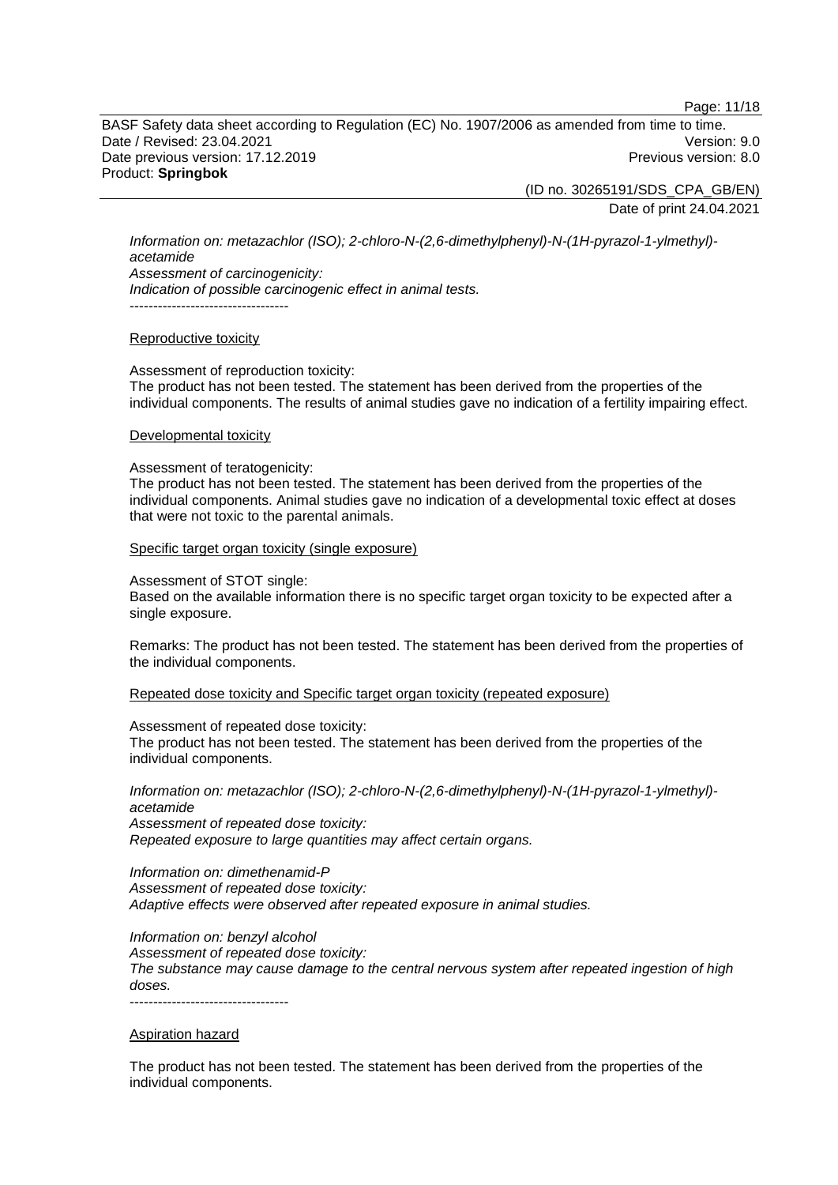*Information on: metazachlor (ISO); 2-chloro-N-(2,6-dimethylphenyl)-N-(1H-pyrazol-1-ylmethyl)-acetamide*
*Assessment of carcinogenicity:*
*Indication of possible carcinogenic effect in animal tests.*
----------------------------------

Reproductive toxicity

Assessment of reproduction toxicity:
The product has not been tested. The statement has been derived from the properties of the individual components. The results of animal studies gave no indication of a fertility impairing effect.

Developmental toxicity

Assessment of teratogenicity:
The product has not been tested. The statement has been derived from the properties of the individual components. Animal studies gave no indication of a developmental toxic effect at doses that were not toxic to the parental animals.

Specific target organ toxicity (single exposure)

Assessment of STOT single:
Based on the available information there is no specific target organ toxicity to be expected after a single exposure.

Remarks: The product has not been tested. The statement has been derived from the properties of the individual components.

Repeated dose toxicity and Specific target organ toxicity (repeated exposure)

Assessment of repeated dose toxicity:
The product has not been tested. The statement has been derived from the properties of the individual components.

*Information on: metazachlor (ISO); 2-chloro-N-(2,6-dimethylphenyl)-N-(1H-pyrazol-1-ylmethyl)-acetamide*
*Assessment of repeated dose toxicity:*
*Repeated exposure to large quantities may affect certain organs.*

*Information on: dimethenamid-P*
*Assessment of repeated dose toxicity:*
*Adaptive effects were observed after repeated exposure in animal studies.*

*Information on: benzyl alcohol*
*Assessment of repeated dose toxicity:*
*The substance may cause damage to the central nervous system after repeated ingestion of high doses.*
----------------------------------

Aspiration hazard

The product has not been tested. The statement has been derived from the properties of the individual components.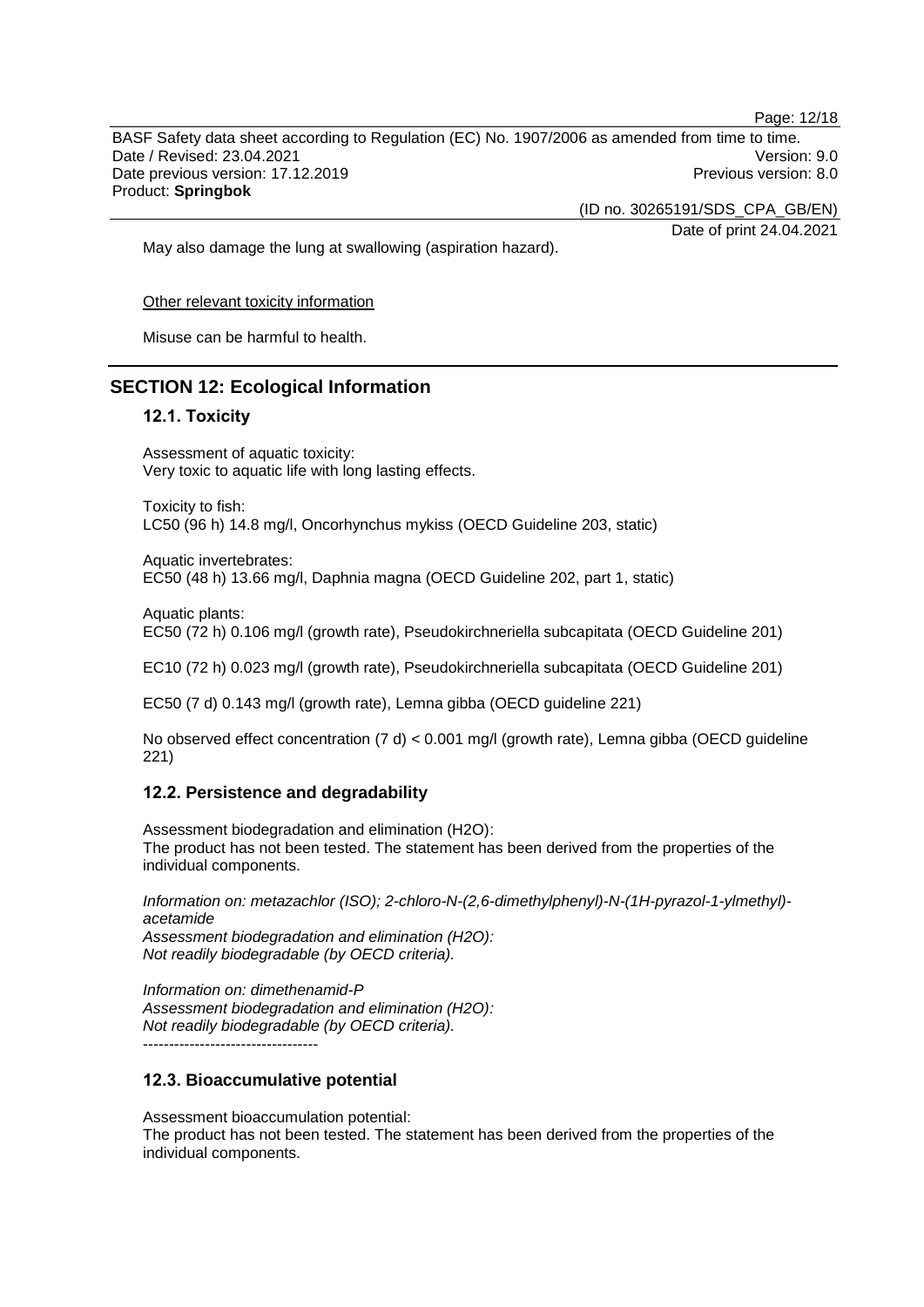May also damage the lung at swallowing (aspiration hazard).

Other relevant toxicity information

Misuse can be harmful to health.

## SECTION 12: Ecological Information

### 12.1. Toxicity

Assessment of aquatic toxicity:
Very toxic to aquatic life with long lasting effects.

Toxicity to fish:
LC50 (96 h) 14.8 mg/l, Oncorhynchus mykiss (OECD Guideline 203, static)

Aquatic invertebrates:
EC50 (48 h) 13.66 mg/l, Daphnia magna (OECD Guideline 202, part 1, static)

Aquatic plants:
EC50 (72 h) 0.106 mg/l (growth rate), Pseudokirchneriella subcapitata (OECD Guideline 201)

EC10 (72 h) 0.023 mg/l (growth rate), Pseudokirchneriella subcapitata (OECD Guideline 201)

EC50 (7 d) 0.143 mg/l (growth rate), Lemna gibba (OECD guideline 221)

No observed effect concentration (7 d) < 0.001 mg/l (growth rate), Lemna gibba (OECD guideline 221)

### 12.2. Persistence and degradability

Assessment biodegradation and elimination (H2O):
The product has not been tested. The statement has been derived from the properties of the individual components.

*Information on: metazachlor (ISO); 2-chloro-N-(2,6-dimethylphenyl)-N-(1H-pyrazol-1-ylmethyl)-acetamide*
*Assessment biodegradation and elimination (H2O):*
*Not readily biodegradable (by OECD criteria).*

*Information on: dimethenamid-P*
*Assessment biodegradation and elimination (H2O):*
*Not readily biodegradable (by OECD criteria).*
----------------------------------

### 12.3. Bioaccumulative potential

Assessment bioaccumulation potential:
The product has not been tested. The statement has been derived from the properties of the individual components.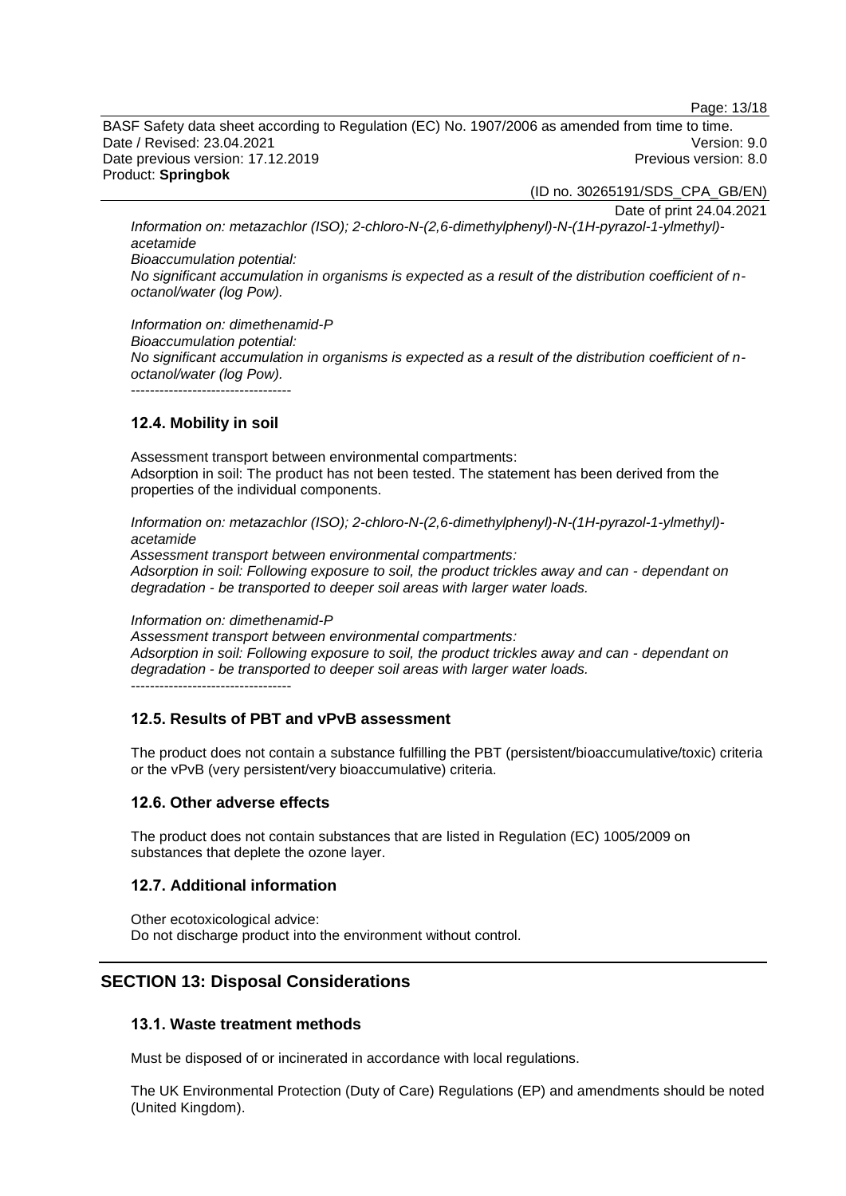*Information on: metazachlor (ISO); 2-chloro-N-(2,6-dimethylphenyl)-N-(1H-pyrazol-1-ylmethyl)-acetamide*
*Bioaccumulation potential:*
*No significant accumulation in organisms is expected as a result of the distribution coefficient of n-octanol/water (log Pow).*

*Information on: dimethenamid-P*
*Bioaccumulation potential:*
*No significant accumulation in organisms is expected as a result of the distribution coefficient of n-octanol/water (log Pow).*
----------------------------------

### 12.4. Mobility in soil

Assessment transport between environmental compartments:
Adsorption in soil: The product has not been tested. The statement has been derived from the properties of the individual components.

*Information on: metazachlor (ISO); 2-chloro-N-(2,6-dimethylphenyl)-N-(1H-pyrazol-1-ylmethyl)-acetamide*
*Assessment transport between environmental compartments:*
*Adsorption in soil: Following exposure to soil, the product trickles away and can - dependant on degradation - be transported to deeper soil areas with larger water loads.*

*Information on: dimethenamid-P*
*Assessment transport between environmental compartments:*
*Adsorption in soil: Following exposure to soil, the product trickles away and can - dependant on degradation - be transported to deeper soil areas with larger water loads.*
----------------------------------

### 12.5. Results of PBT and vPvB assessment

The product does not contain a substance fulfilling the PBT (persistent/bioaccumulative/toxic) criteria or the vPvB (very persistent/very bioaccumulative) criteria.

### 12.6. Other adverse effects

The product does not contain substances that are listed in Regulation (EC) 1005/2009 on substances that deplete the ozone layer.

### 12.7. Additional information

Other ecotoxicological advice:
Do not discharge product into the environment without control.

## SECTION 13: Disposal Considerations

### 13.1. Waste treatment methods

Must be disposed of or incinerated in accordance with local regulations.

The UK Environmental Protection (Duty of Care) Regulations (EP) and amendments should be noted (United Kingdom).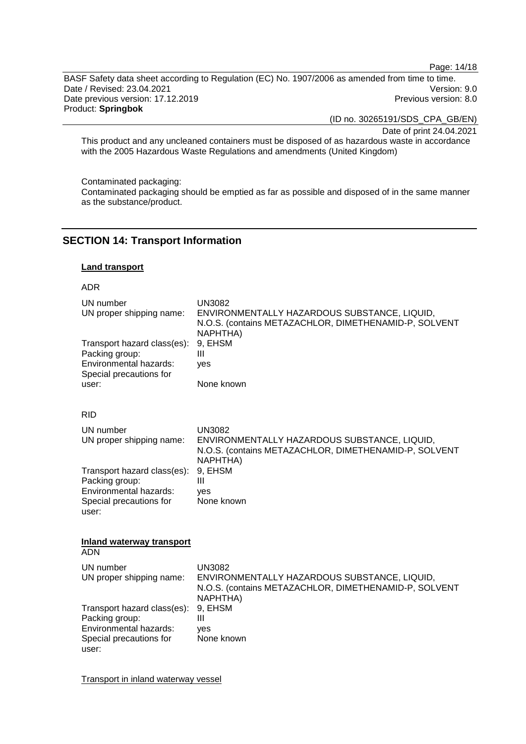This product and any uncleaned containers must be disposed of as hazardous waste in accordance with the 2005 Hazardous Waste Regulations and amendments (United Kingdom)

Contaminated packaging:
Contaminated packaging should be emptied as far as possible and disposed of in the same manner as the substance/product.

## SECTION 14: Transport Information

**Land transport**

ADR

| | |
|---|---|
| UN number | UN3082 |
| UN proper shipping name: | ENVIRONMENTALLY HAZARDOUS SUBSTANCE, LIQUID, N.O.S. (contains METAZACHLOR, DIMETHENAMID-P, SOLVENT NAPHTHA) |
| Transport hazard class(es): | 9, EHSM |
| Packing group: | III |
| Environmental hazards: | yes |
| Special precautions for user: | None known |

RID

| | |
|---|---|
| UN number | UN3082 |
| UN proper shipping name: | ENVIRONMENTALLY HAZARDOUS SUBSTANCE, LIQUID, N.O.S. (contains METAZACHLOR, DIMETHENAMID-P, SOLVENT NAPHTHA) |
| Transport hazard class(es): | 9, EHSM |
| Packing group: | III |
| Environmental hazards: | yes |
| Special precautions for user: | None known |

**Inland waterway transport**

ADN

| | |
|---|---|
| UN number | UN3082 |
| UN proper shipping name: | ENVIRONMENTALLY HAZARDOUS SUBSTANCE, LIQUID, N.O.S. (contains METAZACHLOR, DIMETHENAMID-P, SOLVENT NAPHTHA) |
| Transport hazard class(es): | 9, EHSM |
| Packing group: | III |
| Environmental hazards: | yes |
| Special precautions for user: | None known |

Transport in inland waterway vessel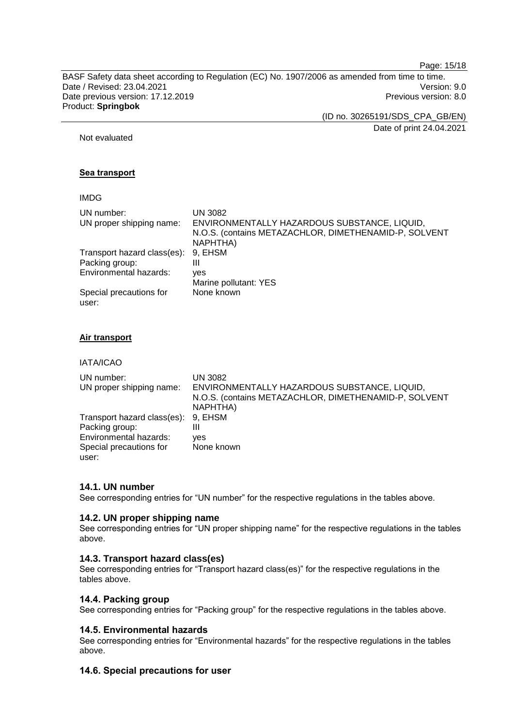Not evaluated

**Sea transport**

IMDG

| | |
|---|---|
| UN number: | UN 3082 |
| UN proper shipping name: | ENVIRONMENTALLY HAZARDOUS SUBSTANCE, LIQUID, N.O.S. (contains METAZACHLOR, DIMETHENAMID-P, SOLVENT NAPHTHA) |
| Transport hazard class(es): | 9, EHSM |
| Packing group: | III |
| Environmental hazards: | yes<br>Marine pollutant: YES |
| Special precautions for user: | None known |

**Air transport**

IATA/ICAO

| | |
|---|---|
| UN number: | UN 3082 |
| UN proper shipping name: | ENVIRONMENTALLY HAZARDOUS SUBSTANCE, LIQUID, N.O.S. (contains METAZACHLOR, DIMETHENAMID-P, SOLVENT NAPHTHA) |
| Transport hazard class(es): | 9, EHSM |
| Packing group: | III |
| Environmental hazards: | yes |
| Special precautions for user: | None known |

### 14.1. UN number

See corresponding entries for "UN number" for the respective regulations in the tables above.

### 14.2. UN proper shipping name

See corresponding entries for "UN proper shipping name" for the respective regulations in the tables above.

### 14.3. Transport hazard class(es)

See corresponding entries for "Transport hazard class(es)" for the respective regulations in the tables above.

### 14.4. Packing group

See corresponding entries for "Packing group" for the respective regulations in the tables above.

### 14.5. Environmental hazards

See corresponding entries for "Environmental hazards" for the respective regulations in the tables above.

### 14.6. Special precautions for user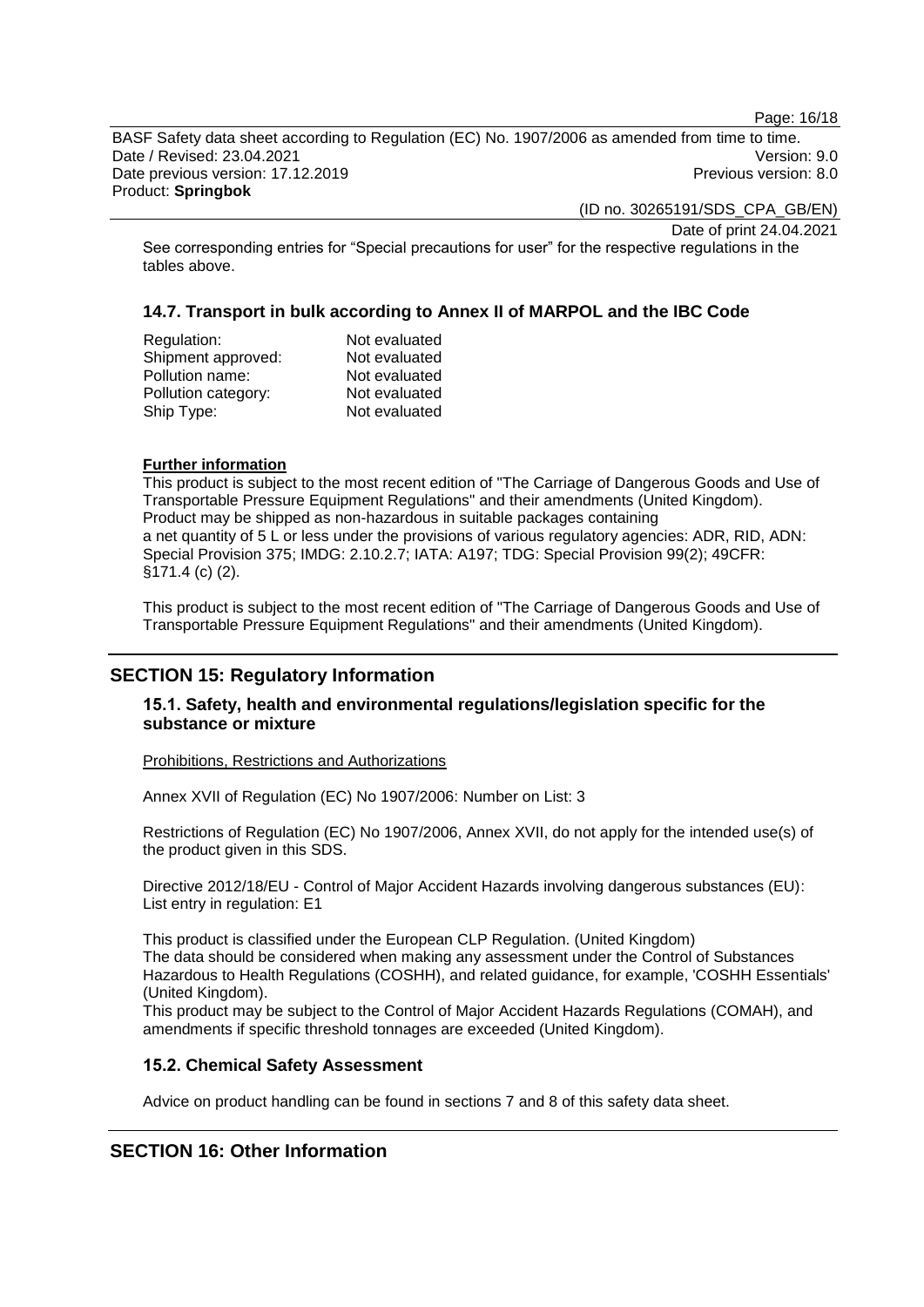See corresponding entries for "Special precautions for user" for the respective regulations in the tables above.

### 14.7. Transport in bulk according to Annex II of MARPOL and the IBC Code

| | |
|---|---|
| Regulation: | Not evaluated |
| Shipment approved: | Not evaluated |
| Pollution name: | Not evaluated |
| Pollution category: | Not evaluated |
| Ship Type: | Not evaluated |

**Further information**

This product is subject to the most recent edition of "The Carriage of Dangerous Goods and Use of Transportable Pressure Equipment Regulations" and their amendments (United Kingdom). Product may be shipped as non-hazardous in suitable packages containing a net quantity of 5 L or less under the provisions of various regulatory agencies: ADR, RID, ADN: Special Provision 375; IMDG: 2.10.2.7; IATA: A197; TDG: Special Provision 99(2); 49CFR: §171.4 (c) (2).

This product is subject to the most recent edition of "The Carriage of Dangerous Goods and Use of Transportable Pressure Equipment Regulations" and their amendments (United Kingdom).

## SECTION 15: Regulatory Information

### 15.1. Safety, health and environmental regulations/legislation specific for the substance or mixture

Prohibitions, Restrictions and Authorizations

Annex XVII of Regulation (EC) No 1907/2006: Number on List: 3

Restrictions of Regulation (EC) No 1907/2006, Annex XVII, do not apply for the intended use(s) of the product given in this SDS.

Directive 2012/18/EU - Control of Major Accident Hazards involving dangerous substances (EU): List entry in regulation: E1

This product is classified under the European CLP Regulation. (United Kingdom)
The data should be considered when making any assessment under the Control of Substances Hazardous to Health Regulations (COSHH), and related guidance, for example, 'COSHH Essentials' (United Kingdom).
This product may be subject to the Control of Major Accident Hazards Regulations (COMAH), and amendments if specific threshold tonnages are exceeded (United Kingdom).

### 15.2. Chemical Safety Assessment

Advice on product handling can be found in sections 7 and 8 of this safety data sheet.

## SECTION 16: Other Information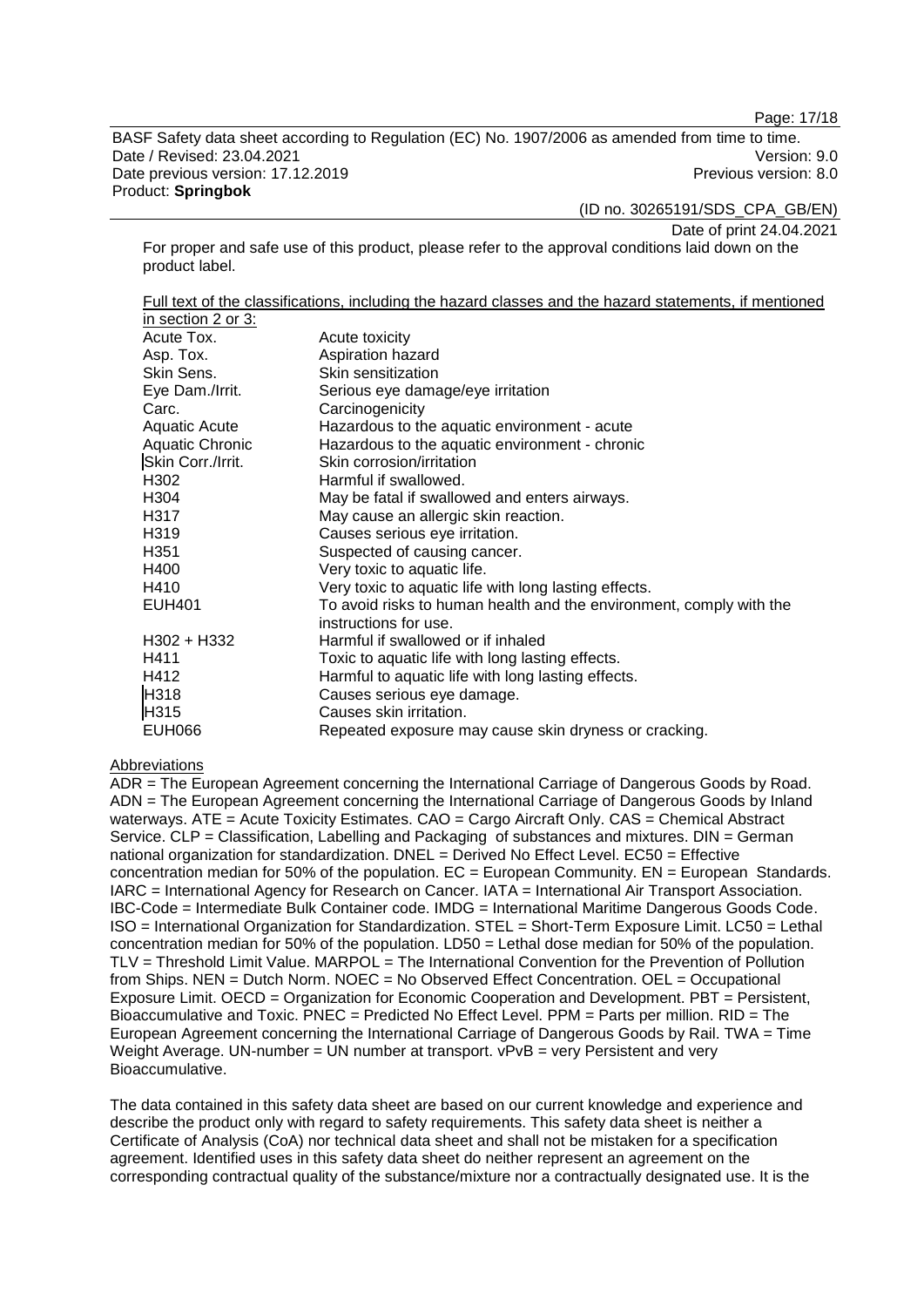For proper and safe use of this product, please refer to the approval conditions laid down on the product label.

Full text of the classifications, including the hazard classes and the hazard statements, if mentioned in section 2 or 3:

| | |
|---|---|
| Acute Tox. | Acute toxicity |
| Asp. Tox. | Aspiration hazard |
| Skin Sens. | Skin sensitization |
| Eye Dam./Irrit. | Serious eye damage/eye irritation |
| Carc. | Carcinogenicity |
| Aquatic Acute | Hazardous to the aquatic environment - acute |
| Aquatic Chronic | Hazardous to the aquatic environment - chronic |
| Skin Corr./Irrit. | Skin corrosion/irritation |
| H302 | Harmful if swallowed. |
| H304 | May be fatal if swallowed and enters airways. |
| H317 | May cause an allergic skin reaction. |
| H319 | Causes serious eye irritation. |
| H351 | Suspected of causing cancer. |
| H400 | Very toxic to aquatic life. |
| H410 | Very toxic to aquatic life with long lasting effects. |
| EUH401 | To avoid risks to human health and the environment, comply with the instructions for use. |
| H302 + H332 | Harmful if swallowed or if inhaled |
| H411 | Toxic to aquatic life with long lasting effects. |
| H412 | Harmful to aquatic life with long lasting effects. |
| H318 | Causes serious eye damage. |
| H315 | Causes skin irritation. |
| EUH066 | Repeated exposure may cause skin dryness or cracking. |

Abbreviations

ADR = The European Agreement concerning the International Carriage of Dangerous Goods by Road. ADN = The European Agreement concerning the International Carriage of Dangerous Goods by Inland waterways. ATE = Acute Toxicity Estimates. CAO = Cargo Aircraft Only. CAS = Chemical Abstract Service. CLP = Classification, Labelling and Packaging of substances and mixtures. DIN = German national organization for standardization. DNEL = Derived No Effect Level. EC50 = Effective concentration median for 50% of the population. EC = European Community. EN = European Standards. IARC = International Agency for Research on Cancer. IATA = International Air Transport Association. IBC-Code = Intermediate Bulk Container code. IMDG = International Maritime Dangerous Goods Code. ISO = International Organization for Standardization. STEL = Short-Term Exposure Limit. LC50 = Lethal concentration median for 50% of the population. LD50 = Lethal dose median for 50% of the population. TLV = Threshold Limit Value. MARPOL = The International Convention for the Prevention of Pollution from Ships. NEN = Dutch Norm. NOEC = No Observed Effect Concentration. OEL = Occupational Exposure Limit. OECD = Organization for Economic Cooperation and Development. PBT = Persistent, Bioaccumulative and Toxic. PNEC = Predicted No Effect Level. PPM = Parts per million. RID = The European Agreement concerning the International Carriage of Dangerous Goods by Rail. TWA = Time Weight Average. UN-number = UN number at transport. vPvB = very Persistent and very Bioaccumulative.

The data contained in this safety data sheet are based on our current knowledge and experience and describe the product only with regard to safety requirements. This safety data sheet is neither a Certificate of Analysis (CoA) nor technical data sheet and shall not be mistaken for a specification agreement. Identified uses in this safety data sheet do neither represent an agreement on the corresponding contractual quality of the substance/mixture nor a contractually designated use. It is the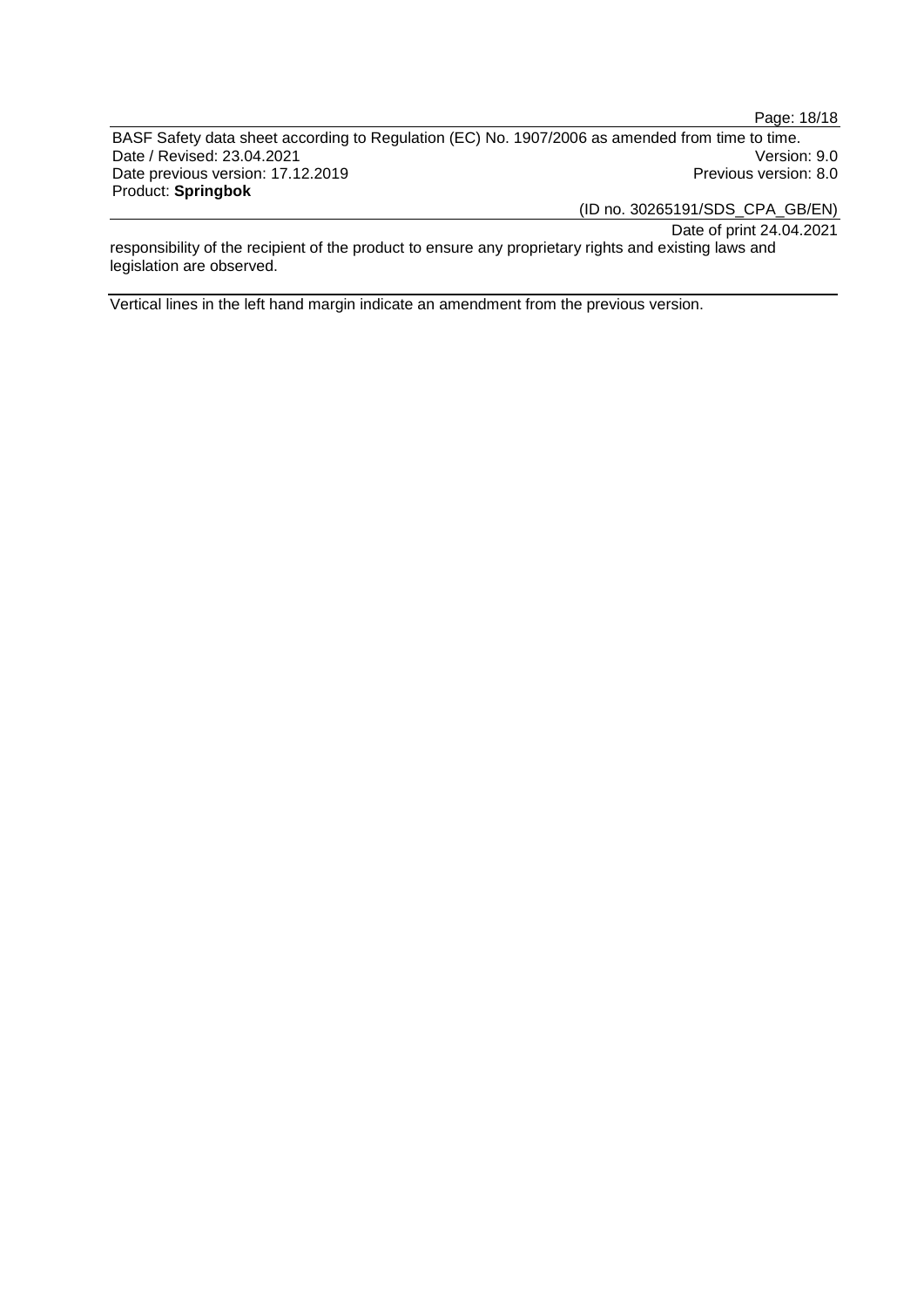responsibility of the recipient of the product to ensure any proprietary rights and existing laws and legislation are observed.

---

Vertical lines in the left hand margin indicate an amendment from the previous version.